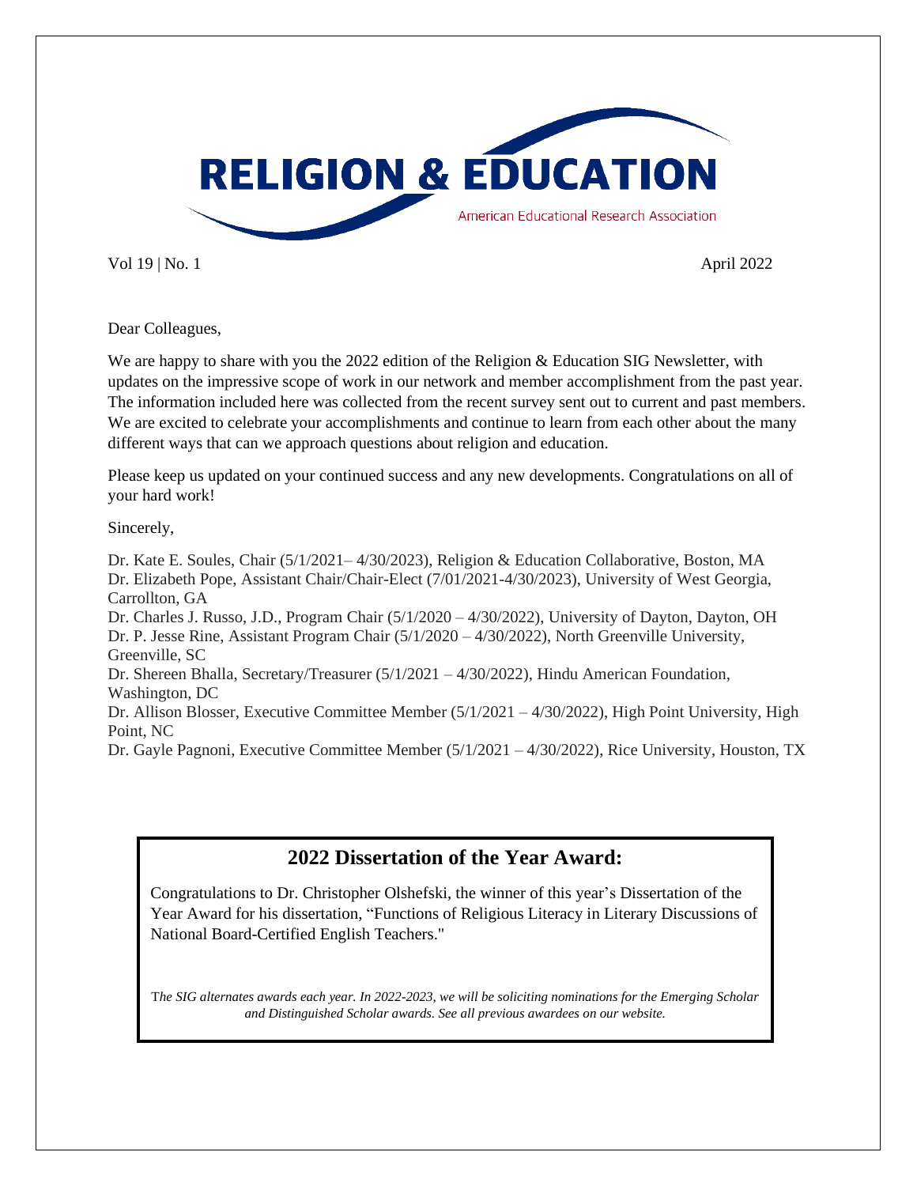# RELIGION & EDUCATION

American Educational Research Association

Vol 19 | No. 1 April 2022

Dear Colleagues,

We are happy to share with you the 2022 edition of the Religion & Education SIG Newsletter, with updates on the impressive scope of work in our network and member accomplishment from the past year. The information included here was collected from the recent survey sent out to current and past members. We are excited to celebrate your accomplishments and continue to learn from each other about the many different ways that can we approach questions about religion and education.

Please keep us updated on your continued success and any new developments. Congratulations on all of your hard work!

Sincerely,

Dr. Kate E. Soules, Chair (5/1/2021– 4/30/2023), Religion & Education Collaborative, Boston, MA
Dr. Elizabeth Pope, Assistant Chair/Chair-Elect (7/01/2021-4/30/2023), University of West Georgia, Carrollton, GA
Dr. Charles J. Russo, J.D., Program Chair (5/1/2020 – 4/30/2022), University of Dayton, Dayton, OH
Dr. P. Jesse Rine, Assistant Program Chair (5/1/2020 – 4/30/2022), North Greenville University, Greenville, SC
Dr. Shereen Bhalla, Secretary/Treasurer (5/1/2021 – 4/30/2022), Hindu American Foundation, Washington, DC
Dr. Allison Blosser, Executive Committee Member (5/1/2021 – 4/30/2022), High Point University, High Point, NC
Dr. Gayle Pagnoni, Executive Committee Member (5/1/2021 – 4/30/2022), Rice University, Houston, TX

## 2022 Dissertation of the Year Award:

Congratulations to Dr. Christopher Olshefski, the winner of this year's Dissertation of the Year Award for his dissertation, "Functions of Religious Literacy in Literary Discussions of National Board-Certified English Teachers."

*The SIG alternates awards each year. In 2022-2023, we will be soliciting nominations for the Emerging Scholar and Distinguished Scholar awards. See all previous awardees on our website.*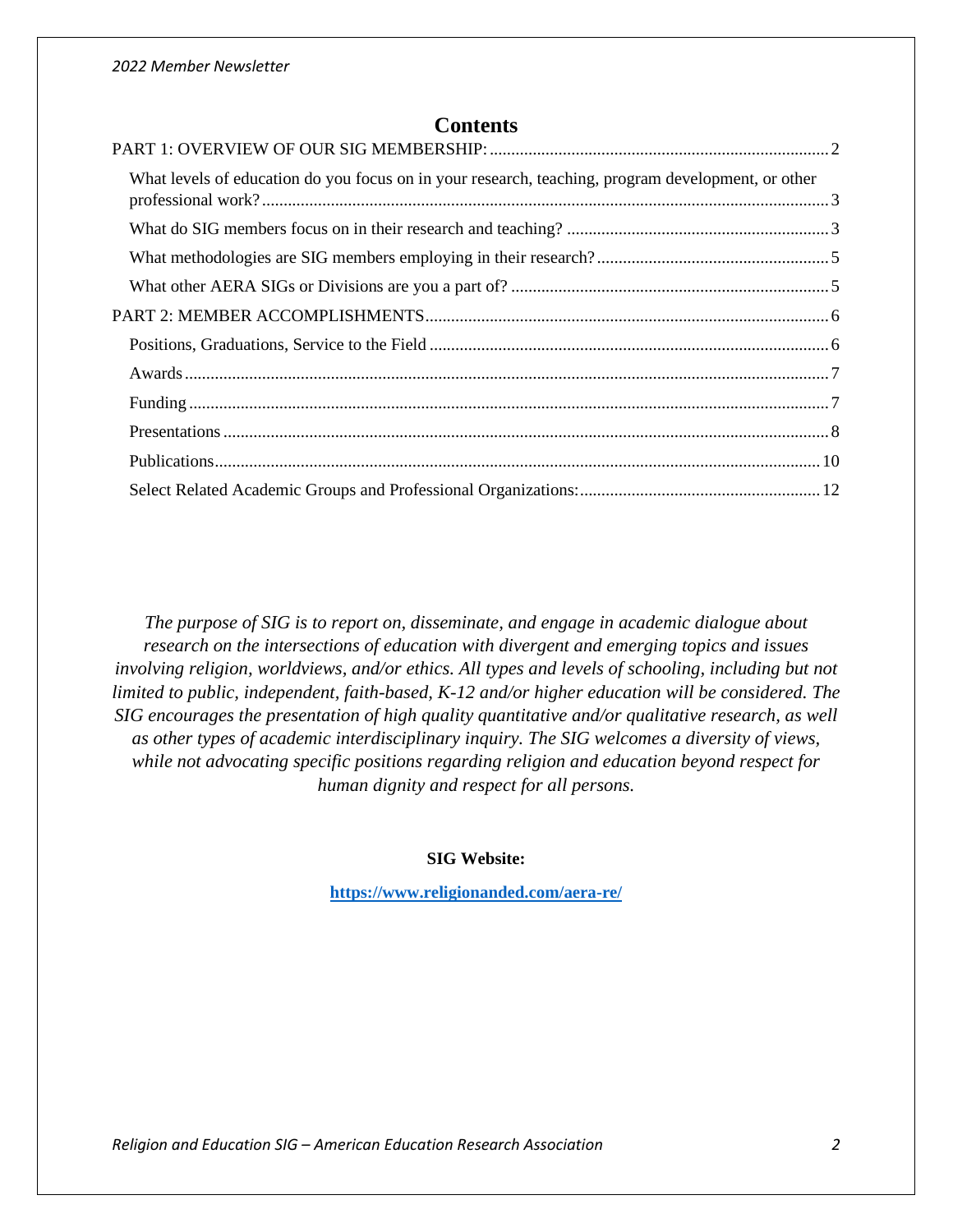## Contents

PART 1: OVERVIEW OF OUR SIG MEMBERSHIP: ..... 2

- What levels of education do you focus on in your research, teaching, program development, or other professional work? ..... 3
- What do SIG members focus on in their research and teaching? ..... 3
- What methodologies are SIG members employing in their research? ..... 5
- What other AERA SIGs or Divisions are you a part of? ..... 5

PART 2: MEMBER ACCOMPLISHMENTS ..... 6

- Positions, Graduations, Service to the Field ..... 6
- Awards ..... 7
- Funding ..... 7
- Presentations ..... 8
- Publications ..... 10
- Select Related Academic Groups and Professional Organizations: ..... 12

*The purpose of SIG is to report on, disseminate, and engage in academic dialogue about research on the intersections of education with divergent and emerging topics and issues involving religion, worldviews, and/or ethics. All types and levels of schooling, including but not limited to public, independent, faith-based, K-12 and/or higher education will be considered. The SIG encourages the presentation of high quality quantitative and/or qualitative research, as well as other types of academic interdisciplinary inquiry. The SIG welcomes a diversity of views, while not advocating specific positions regarding religion and education beyond respect for human dignity and respect for all persons.*

**SIG Website:**

**https://www.religionanded.com/aera-re/**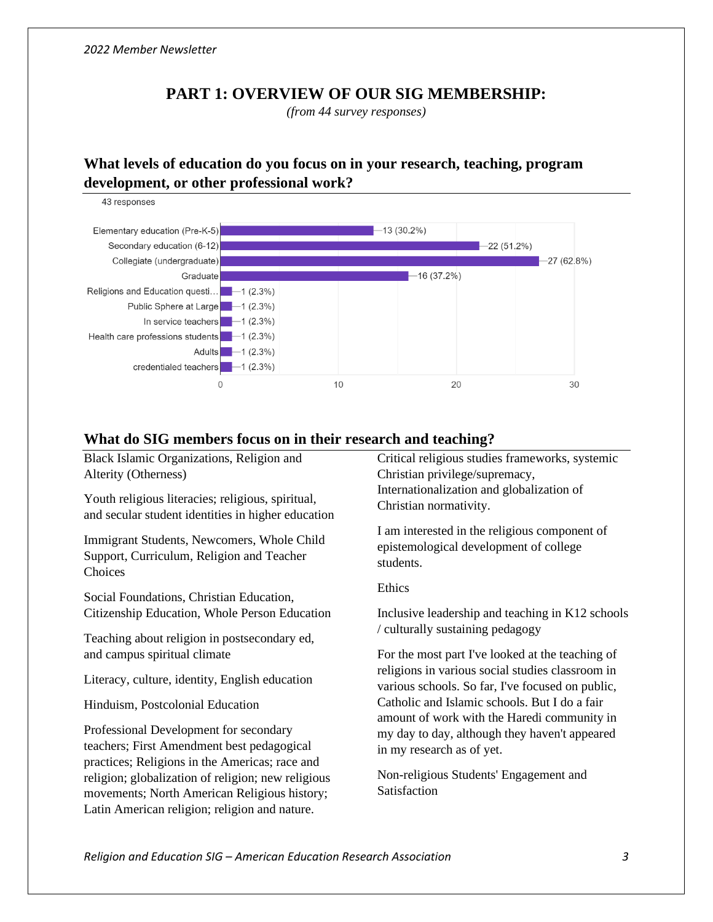# PART 1: OVERVIEW OF OUR SIG MEMBERSHIP:

*(from 44 survey responses)*

## What levels of education do you focus on in your research, teaching, program development, or other professional work?

43 responses

| Level | Responses |
|---|---|
| Elementary education (Pre-K-5) | 13 (30.2%) |
| Secondary education (6-12) | 22 (51.2%) |
| Collegiate (undergraduate) | 27 (62.8%) |
| Graduate | 16 (37.2%) |
| Religions and Education questi… | 1 (2.3%) |
| Public Sphere at Large | 1 (2.3%) |
| In service teachers | 1 (2.3%) |
| Health care professions students | 1 (2.3%) |
| Adults | 1 (2.3%) |
| credentialed teachers | 1 (2.3%) |

## What do SIG members focus on in their research and teaching?

Black Islamic Organizations, Religion and Alterity (Otherness)

Youth religious literacies; religious, spiritual, and secular student identities in higher education

Immigrant Students, Newcomers, Whole Child Support, Curriculum, Religion and Teacher Choices

Social Foundations, Christian Education, Citizenship Education, Whole Person Education

Teaching about religion in postsecondary ed, and campus spiritual climate

Literacy, culture, identity, English education

Hinduism, Postcolonial Education

Professional Development for secondary teachers; First Amendment best pedagogical practices; Religions in the Americas; race and religion; globalization of religion; new religious movements; North American Religious history; Latin American religion; religion and nature.

Critical religious studies frameworks, systemic Christian privilege/supremacy, Internationalization and globalization of Christian normativity.

I am interested in the religious component of epistemological development of college students.

Ethics

Inclusive leadership and teaching in K12 schools / culturally sustaining pedagogy

For the most part I've looked at the teaching of religions in various social studies classroom in various schools. So far, I've focused on public, Catholic and Islamic schools. But I do a fair amount of work with the Haredi community in my day to day, although they haven't appeared in my research as of yet.

Non-religious Students' Engagement and Satisfaction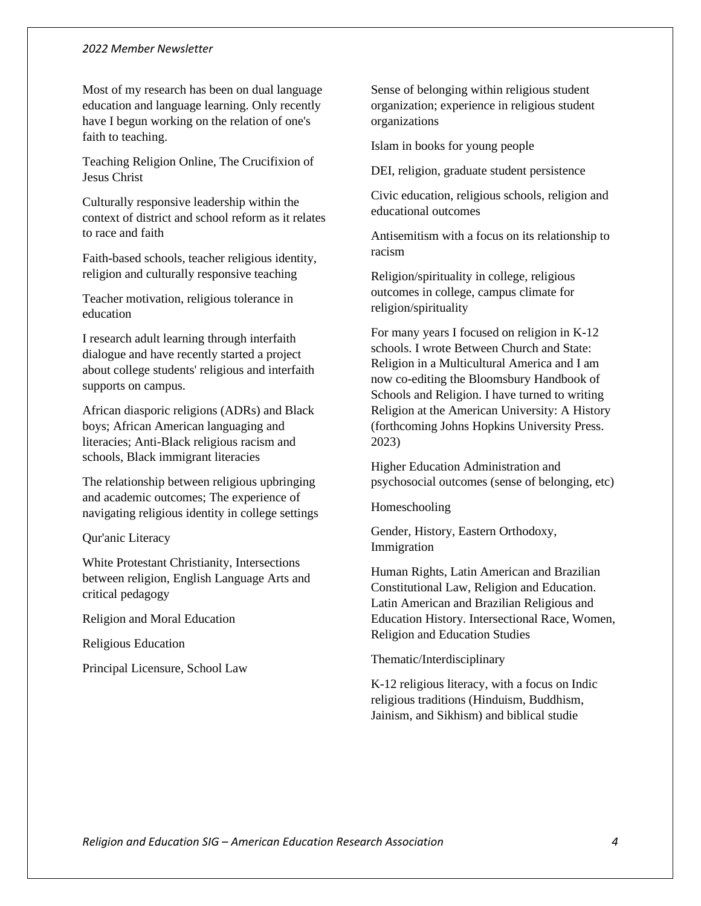Most of my research has been on dual language education and language learning. Only recently have I begun working on the relation of one's faith to teaching.

Teaching Religion Online, The Crucifixion of Jesus Christ

Culturally responsive leadership within the context of district and school reform as it relates to race and faith

Faith-based schools, teacher religious identity, religion and culturally responsive teaching

Teacher motivation, religious tolerance in education

I research adult learning through interfaith dialogue and have recently started a project about college students' religious and interfaith supports on campus.

African diasporic religions (ADRs) and Black boys; African American languaging and literacies; Anti-Black religious racism and schools, Black immigrant literacies

The relationship between religious upbringing and academic outcomes; The experience of navigating religious identity in college settings

Qur'anic Literacy

White Protestant Christianity, Intersections between religion, English Language Arts and critical pedagogy

Religion and Moral Education

Religious Education

Principal Licensure, School Law

Sense of belonging within religious student organization; experience in religious student organizations

Islam in books for young people

DEI, religion, graduate student persistence

Civic education, religious schools, religion and educational outcomes

Antisemitism with a focus on its relationship to racism

Religion/spirituality in college, religious outcomes in college, campus climate for religion/spirituality

For many years I focused on religion in K-12 schools. I wrote Between Church and State: Religion in a Multicultural America and I am now co-editing the Bloomsbury Handbook of Schools and Religion. I have turned to writing Religion at the American University: A History (forthcoming Johns Hopkins University Press. 2023)

Higher Education Administration and psychosocial outcomes (sense of belonging, etc)

Homeschooling

Gender, History, Eastern Orthodoxy, Immigration

Human Rights, Latin American and Brazilian Constitutional Law, Religion and Education. Latin American and Brazilian Religious and Education History. Intersectional Race, Women, Religion and Education Studies

Thematic/Interdisciplinary

K-12 religious literacy, with a focus on Indic religious traditions (Hinduism, Buddhism, Jainism, and Sikhism) and biblical studie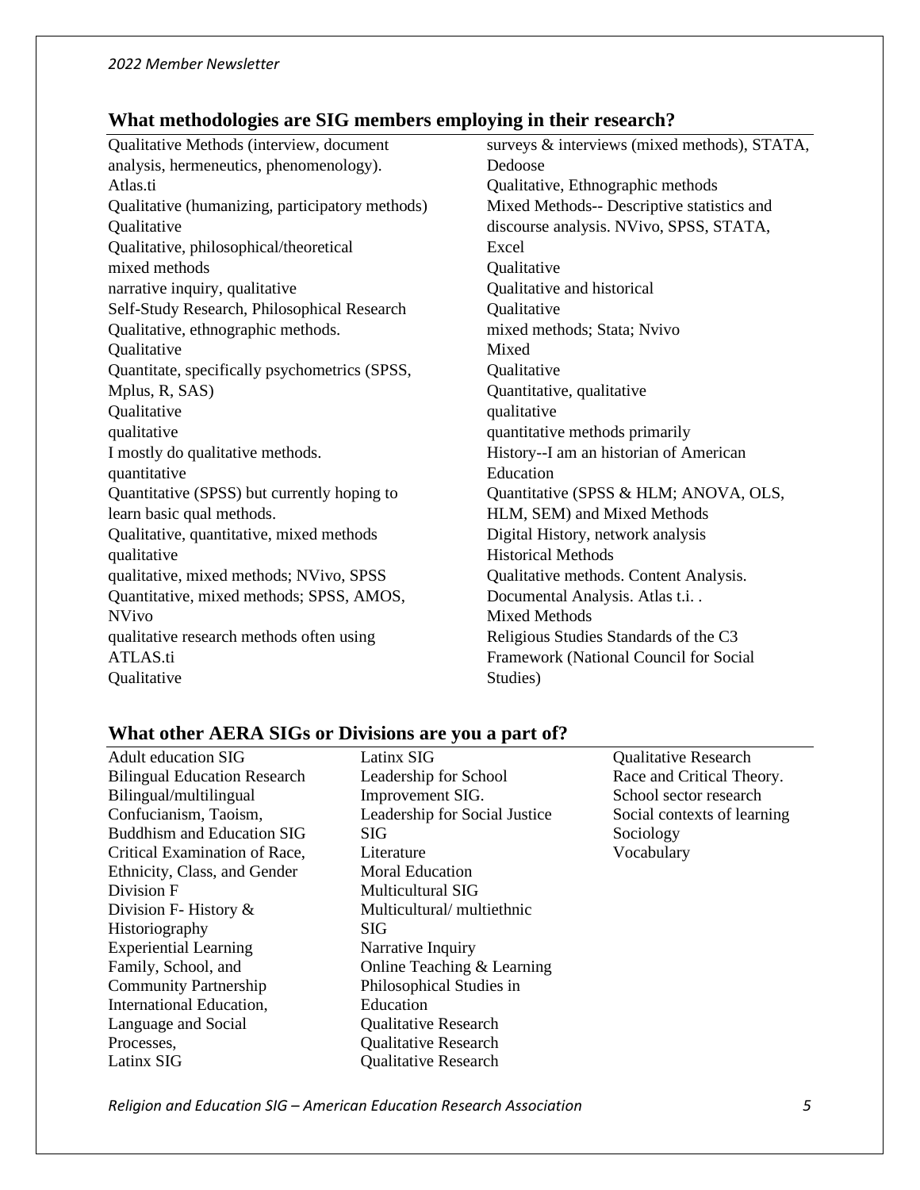## What methodologies are SIG members employing in their research?

Qualitative Methods (interview, document analysis, hermeneutics, phenomenology). Atlas.ti

Qualitative (humanizing, participatory methods)

Qualitative

Qualitative, philosophical/theoretical

mixed methods

narrative inquiry, qualitative

Self-Study Research, Philosophical Research

Qualitative, ethnographic methods.

Qualitative

Quantitate, specifically psychometrics (SPSS, Mplus, R, SAS)

Qualitative

qualitative

I mostly do qualitative methods.

quantitative

Quantitative (SPSS) but currently hoping to learn basic qual methods.

Qualitative, quantitative, mixed methods

qualitative

qualitative, mixed methods; NVivo, SPSS

Quantitative, mixed methods; SPSS, AMOS, NVivo

qualitative research methods often using ATLAS.ti

Qualitative

surveys & interviews (mixed methods), STATA, Dedoose

Qualitative, Ethnographic methods

Mixed Methods-- Descriptive statistics and discourse analysis. NVivo, SPSS, STATA, Excel

Qualitative

Qualitative and historical

Qualitative

mixed methods; Stata; Nvivo

Mixed

Qualitative

Quantitative, qualitative

qualitative

quantitative methods primarily

History--I am an historian of American Education

Quantitative (SPSS & HLM; ANOVA, OLS, HLM, SEM) and Mixed Methods

Digital History, network analysis

Historical Methods

Qualitative methods. Content Analysis. Documental Analysis. Atlas t.i. .

Mixed Methods

Religious Studies Standards of the C3 Framework (National Council for Social Studies)

## What other AERA SIGs or Divisions are you a part of?

Adult education SIG

Bilingual Education Research

Bilingual/multilingual

Confucianism, Taoism, Buddhism and Education SIG

Critical Examination of Race, Ethnicity, Class, and Gender

Division F

Division F- History & Historiography

Experiential Learning

Family, School, and Community Partnership

International Education, Language and Social Processes,

Latinx SIG

Latinx SIG

Leadership for School Improvement SIG.

Leadership for Social Justice SIG

Literature

Moral Education

Multicultural SIG

Multicultural/ multiethnic SIG

Narrative Inquiry

Online Teaching & Learning

Philosophical Studies in Education

Qualitative Research

Qualitative Research

Qualitative Research

Qualitative Research

Race and Critical Theory.

School sector research

Social contexts of learning

Sociology

Vocabulary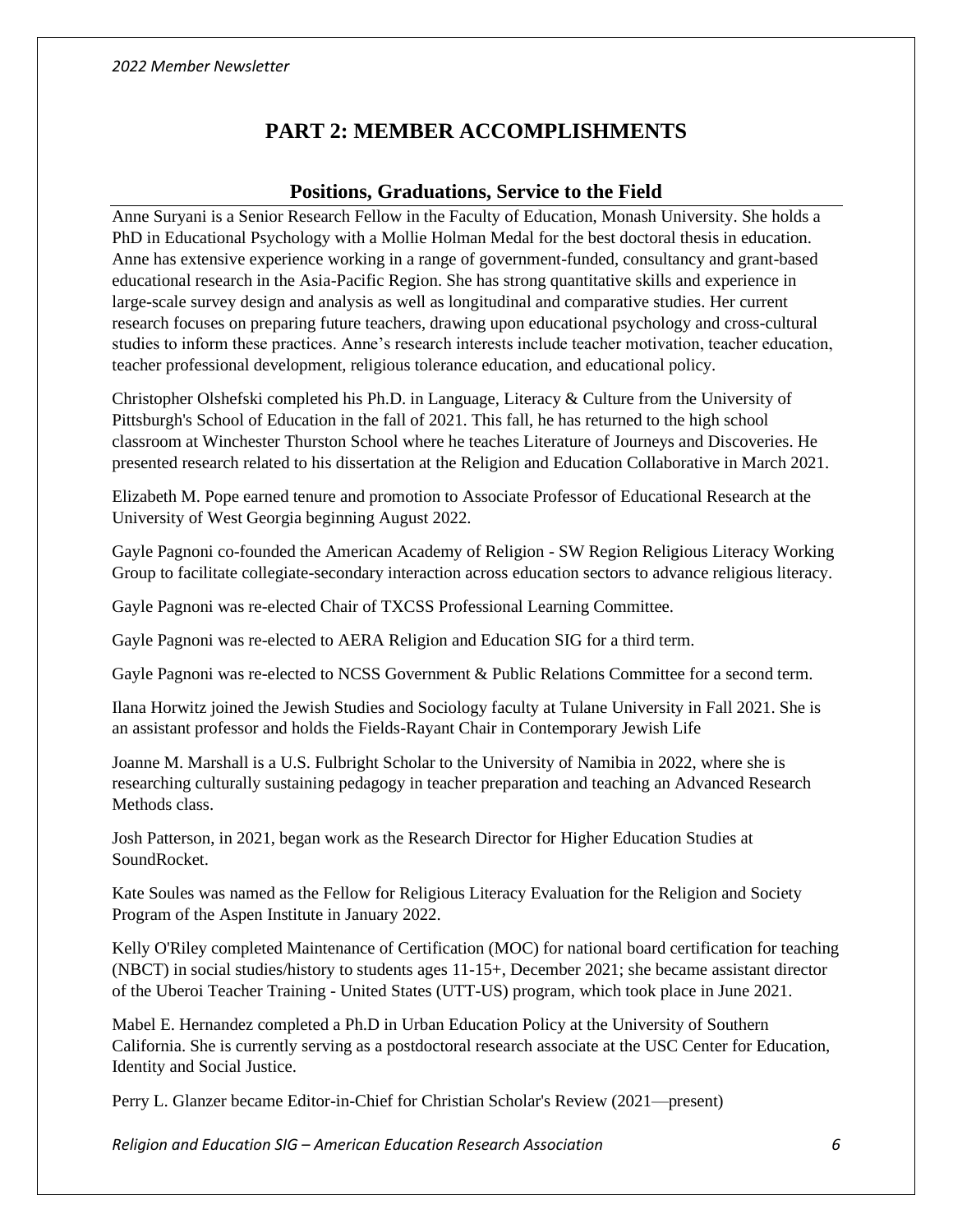# PART 2: MEMBER ACCOMPLISHMENTS

## Positions, Graduations, Service to the Field

Anne Suryani is a Senior Research Fellow in the Faculty of Education, Monash University. She holds a PhD in Educational Psychology with a Mollie Holman Medal for the best doctoral thesis in education. Anne has extensive experience working in a range of government-funded, consultancy and grant-based educational research in the Asia-Pacific Region. She has strong quantitative skills and experience in large-scale survey design and analysis as well as longitudinal and comparative studies. Her current research focuses on preparing future teachers, drawing upon educational psychology and cross-cultural studies to inform these practices. Anne's research interests include teacher motivation, teacher education, teacher professional development, religious tolerance education, and educational policy.

Christopher Olshefski completed his Ph.D. in Language, Literacy & Culture from the University of Pittsburgh's School of Education in the fall of 2021. This fall, he has returned to the high school classroom at Winchester Thurston School where he teaches Literature of Journeys and Discoveries. He presented research related to his dissertation at the Religion and Education Collaborative in March 2021.

Elizabeth M. Pope earned tenure and promotion to Associate Professor of Educational Research at the University of West Georgia beginning August 2022.

Gayle Pagnoni co-founded the American Academy of Religion - SW Region Religious Literacy Working Group to facilitate collegiate-secondary interaction across education sectors to advance religious literacy.

Gayle Pagnoni was re-elected Chair of TXCSS Professional Learning Committee.

Gayle Pagnoni was re-elected to AERA Religion and Education SIG for a third term.

Gayle Pagnoni was re-elected to NCSS Government & Public Relations Committee for a second term.

Ilana Horwitz joined the Jewish Studies and Sociology faculty at Tulane University in Fall 2021. She is an assistant professor and holds the Fields-Rayant Chair in Contemporary Jewish Life

Joanne M. Marshall is a U.S. Fulbright Scholar to the University of Namibia in 2022, where she is researching culturally sustaining pedagogy in teacher preparation and teaching an Advanced Research Methods class.

Josh Patterson, in 2021, began work as the Research Director for Higher Education Studies at SoundRocket.

Kate Soules was named as the Fellow for Religious Literacy Evaluation for the Religion and Society Program of the Aspen Institute in January 2022.

Kelly O'Riley completed Maintenance of Certification (MOC) for national board certification for teaching (NBCT) in social studies/history to students ages 11-15+, December 2021; she became assistant director of the Uberoi Teacher Training - United States (UTT-US) program, which took place in June 2021.

Mabel E. Hernandez completed a Ph.D in Urban Education Policy at the University of Southern California. She is currently serving as a postdoctoral research associate at the USC Center for Education, Identity and Social Justice.

Perry L. Glanzer became Editor-in-Chief for Christian Scholar's Review (2021—present)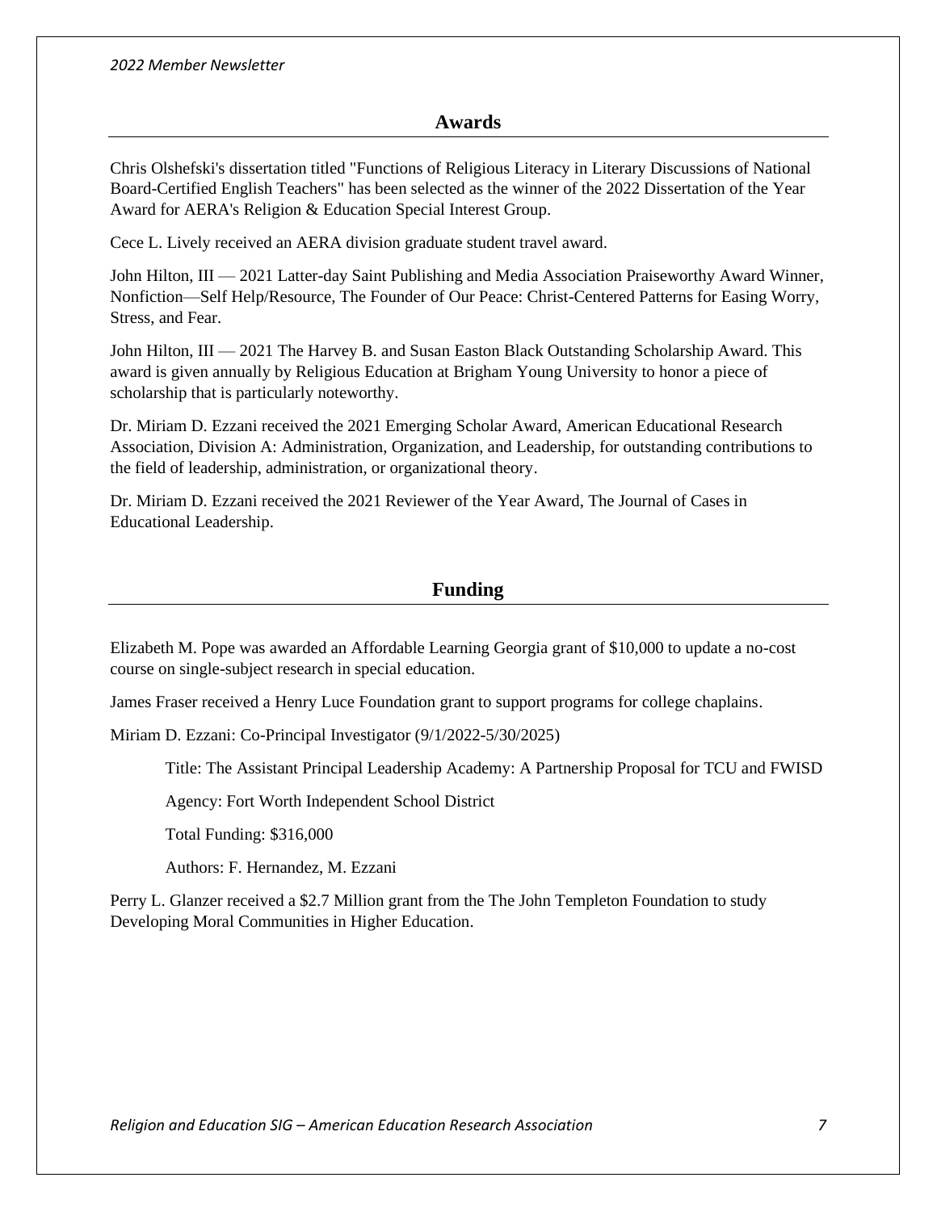## Awards

Chris Olshefski's dissertation titled "Functions of Religious Literacy in Literary Discussions of National Board-Certified English Teachers" has been selected as the winner of the 2022 Dissertation of the Year Award for AERA's Religion & Education Special Interest Group.

Cece L. Lively received an AERA division graduate student travel award.

John Hilton, III — 2021 Latter-day Saint Publishing and Media Association Praiseworthy Award Winner, Nonfiction—Self Help/Resource, The Founder of Our Peace: Christ-Centered Patterns for Easing Worry, Stress, and Fear.

John Hilton, III — 2021 The Harvey B. and Susan Easton Black Outstanding Scholarship Award. This award is given annually by Religious Education at Brigham Young University to honor a piece of scholarship that is particularly noteworthy.

Dr. Miriam D. Ezzani received the 2021 Emerging Scholar Award, American Educational Research Association, Division A: Administration, Organization, and Leadership, for outstanding contributions to the field of leadership, administration, or organizational theory.

Dr. Miriam D. Ezzani received the 2021 Reviewer of the Year Award, The Journal of Cases in Educational Leadership.

## Funding

Elizabeth M. Pope was awarded an Affordable Learning Georgia grant of $10,000 to update a no-cost course on single-subject research in special education.

James Fraser received a Henry Luce Foundation grant to support programs for college chaplains.

Miriam D. Ezzani: Co-Principal Investigator (9/1/2022-5/30/2025)

> Title: The Assistant Principal Leadership Academy: A Partnership Proposal for TCU and FWISD
>
> Agency: Fort Worth Independent School District
>
> Total Funding: $316,000
>
> Authors: F. Hernandez, M. Ezzani

Perry L. Glanzer received a $2.7 Million grant from the The John Templeton Foundation to study Developing Moral Communities in Higher Education.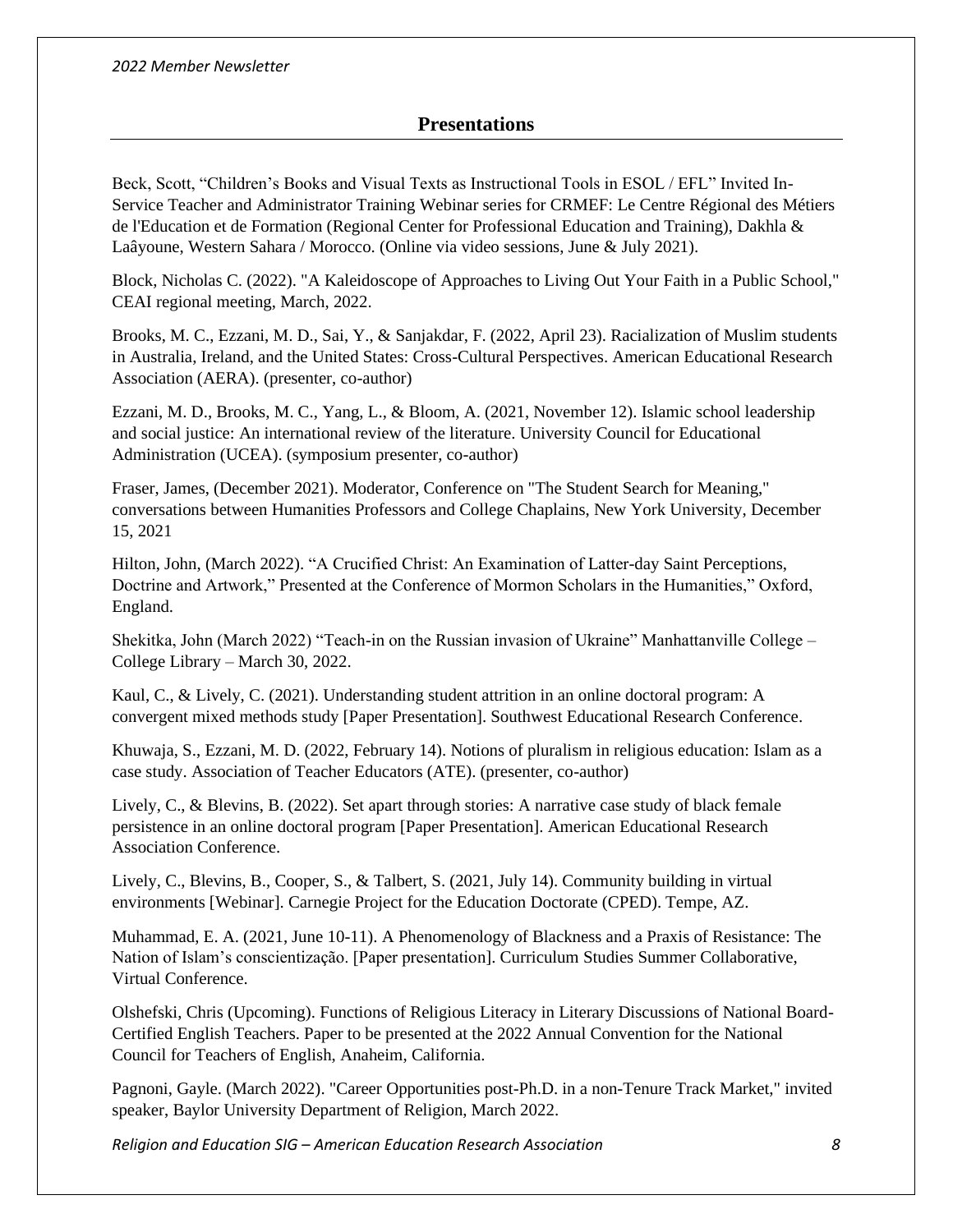## Presentations

Beck, Scott, “Children’s Books and Visual Texts as Instructional Tools in ESOL / EFL” Invited In-Service Teacher and Administrator Training Webinar series for CRMEF: Le Centre Régional des Métiers de l'Education et de Formation (Regional Center for Professional Education and Training), Dakhla & Laâyoune, Western Sahara / Morocco. (Online via video sessions, June & July 2021).

Block, Nicholas C. (2022). "A Kaleidoscope of Approaches to Living Out Your Faith in a Public School," CEAI regional meeting, March, 2022.

Brooks, M. C., Ezzani, M. D., Sai, Y., & Sanjakdar, F. (2022, April 23). Racialization of Muslim students in Australia, Ireland, and the United States: Cross-Cultural Perspectives. American Educational Research Association (AERA). (presenter, co-author)

Ezzani, M. D., Brooks, M. C., Yang, L., & Bloom, A. (2021, November 12). Islamic school leadership and social justice: An international review of the literature. University Council for Educational Administration (UCEA). (symposium presenter, co-author)

Fraser, James, (December 2021). Moderator, Conference on "The Student Search for Meaning," conversations between Humanities Professors and College Chaplains, New York University, December 15, 2021

Hilton, John, (March 2022). “A Crucified Christ: An Examination of Latter-day Saint Perceptions, Doctrine and Artwork,” Presented at the Conference of Mormon Scholars in the Humanities,” Oxford, England.

Shekitka, John (March 2022) “Teach-in on the Russian invasion of Ukraine” Manhattanville College – College Library – March 30, 2022.

Kaul, C., & Lively, C. (2021). Understanding student attrition in an online doctoral program: A convergent mixed methods study [Paper Presentation]. Southwest Educational Research Conference.

Khuwaja, S., Ezzani, M. D. (2022, February 14). Notions of pluralism in religious education: Islam as a case study. Association of Teacher Educators (ATE). (presenter, co-author)

Lively, C., & Blevins, B. (2022). Set apart through stories: A narrative case study of black female persistence in an online doctoral program [Paper Presentation]. American Educational Research Association Conference.

Lively, C., Blevins, B., Cooper, S., & Talbert, S. (2021, July 14). Community building in virtual environments [Webinar]. Carnegie Project for the Education Doctorate (CPED). Tempe, AZ.

Muhammad, E. A. (2021, June 10-11). A Phenomenology of Blackness and a Praxis of Resistance: The Nation of Islam’s conscientização. [Paper presentation]. Curriculum Studies Summer Collaborative, Virtual Conference.

Olshefski, Chris (Upcoming). Functions of Religious Literacy in Literary Discussions of National Board-Certified English Teachers. Paper to be presented at the 2022 Annual Convention for the National Council for Teachers of English, Anaheim, California.

Pagnoni, Gayle. (March 2022). "Career Opportunities post-Ph.D. in a non-Tenure Track Market," invited speaker, Baylor University Department of Religion, March 2022.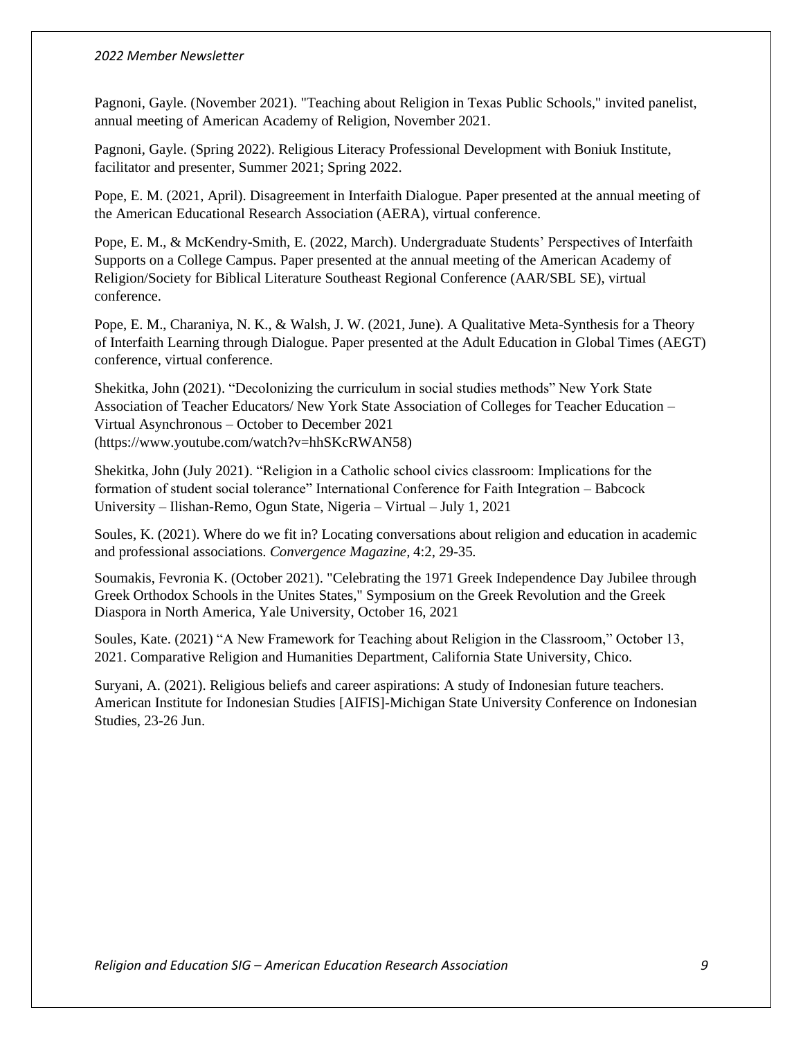Pagnoni, Gayle. (November 2021). "Teaching about Religion in Texas Public Schools," invited panelist, annual meeting of American Academy of Religion, November 2021.

Pagnoni, Gayle. (Spring 2022). Religious Literacy Professional Development with Boniuk Institute, facilitator and presenter, Summer 2021; Spring 2022.

Pope, E. M. (2021, April). Disagreement in Interfaith Dialogue. Paper presented at the annual meeting of the American Educational Research Association (AERA), virtual conference.

Pope, E. M., & McKendry-Smith, E. (2022, March). Undergraduate Students' Perspectives of Interfaith Supports on a College Campus. Paper presented at the annual meeting of the American Academy of Religion/Society for Biblical Literature Southeast Regional Conference (AAR/SBL SE), virtual conference.

Pope, E. M., Charaniya, N. K., & Walsh, J. W. (2021, June). A Qualitative Meta-Synthesis for a Theory of Interfaith Learning through Dialogue. Paper presented at the Adult Education in Global Times (AEGT) conference, virtual conference.

Shekitka, John (2021). "Decolonizing the curriculum in social studies methods" New York State Association of Teacher Educators/ New York State Association of Colleges for Teacher Education – Virtual Asynchronous – October to December 2021 (https://www.youtube.com/watch?v=hhSKcRWAN58)

Shekitka, John (July 2021). "Religion in a Catholic school civics classroom: Implications for the formation of student social tolerance" International Conference for Faith Integration – Babcock University – Ilishan-Remo, Ogun State, Nigeria – Virtual – July 1, 2021

Soules, K. (2021). Where do we fit in? Locating conversations about religion and education in academic and professional associations. *Convergence Magazine*, 4:2, 29-35.

Soumakis, Fevronia K. (October 2021). "Celebrating the 1971 Greek Independence Day Jubilee through Greek Orthodox Schools in the Unites States," Symposium on the Greek Revolution and the Greek Diaspora in North America, Yale University, October 16, 2021

Soules, Kate. (2021) "A New Framework for Teaching about Religion in the Classroom," October 13, 2021. Comparative Religion and Humanities Department, California State University, Chico.

Suryani, A. (2021). Religious beliefs and career aspirations: A study of Indonesian future teachers. American Institute for Indonesian Studies [AIFIS]-Michigan State University Conference on Indonesian Studies, 23-26 Jun.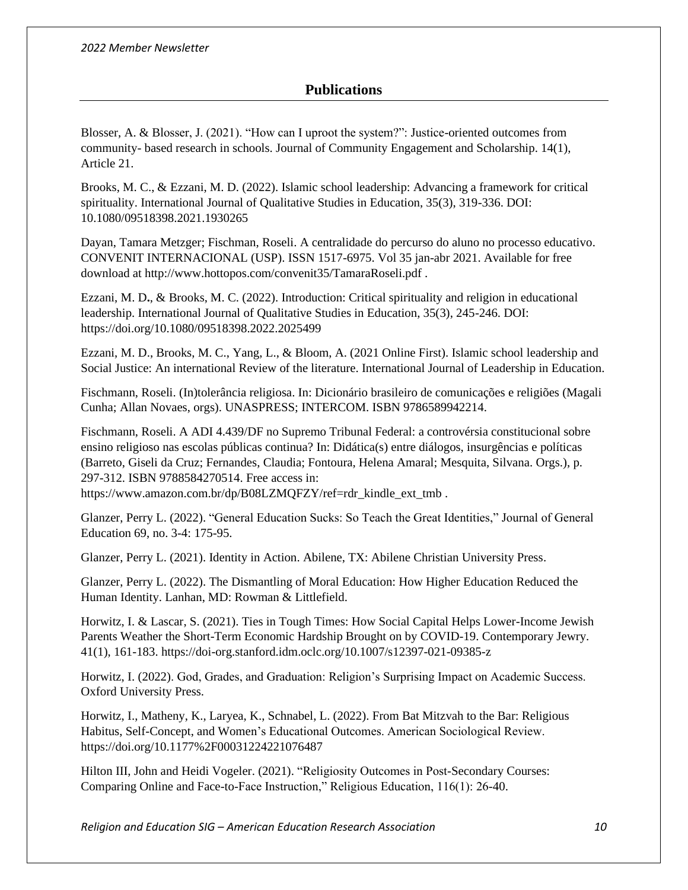## Publications

Blosser, A. & Blosser, J. (2021). "How can I uproot the system?": Justice-oriented outcomes from community- based research in schools. Journal of Community Engagement and Scholarship. 14(1), Article 21.

Brooks, M. C., & Ezzani, M. D. (2022). Islamic school leadership: Advancing a framework for critical spirituality. International Journal of Qualitative Studies in Education, 35(3), 319-336. DOI: 10.1080/09518398.2021.1930265

Dayan, Tamara Metzger; Fischman, Roseli. A centralidade do percurso do aluno no processo educativo. CONVENIT INTERNACIONAL (USP). ISSN 1517-6975. Vol 35 jan-abr 2021. Available for free download at http://www.hottopos.com/convenit35/TamaraRoseli.pdf .

Ezzani, M. D., & Brooks, M. C. (2022). Introduction: Critical spirituality and religion in educational leadership. International Journal of Qualitative Studies in Education, 35(3), 245-246. DOI: https://doi.org/10.1080/09518398.2022.2025499

Ezzani, M. D., Brooks, M. C., Yang, L., & Bloom, A. (2021 Online First). Islamic school leadership and Social Justice: An international Review of the literature. International Journal of Leadership in Education.

Fischmann, Roseli. (In)tolerância religiosa. In: Dicionário brasileiro de comunicações e religiões (Magali Cunha; Allan Novaes, orgs). UNASPRESS; INTERCOM. ISBN 9786589942214.

Fischmann, Roseli. A ADI 4.439/DF no Supremo Tribunal Federal: a controvérsia constitucional sobre ensino religioso nas escolas públicas continua? In: Didática(s) entre diálogos, insurgências e políticas (Barreto, Giseli da Cruz; Fernandes, Claudia; Fontoura, Helena Amaral; Mesquita, Silvana. Orgs.), p. 297-312. ISBN 9788584270514. Free access in: https://www.amazon.com.br/dp/B08LZMQFZY/ref=rdr_kindle_ext_tmb .

Glanzer, Perry L. (2022). "General Education Sucks: So Teach the Great Identities," Journal of General Education 69, no. 3-4: 175-95.

Glanzer, Perry L. (2021). Identity in Action. Abilene, TX: Abilene Christian University Press.

Glanzer, Perry L. (2022). The Dismantling of Moral Education: How Higher Education Reduced the Human Identity. Lanhan, MD: Rowman & Littlefield.

Horwitz, I. & Lascar, S. (2021). Ties in Tough Times: How Social Capital Helps Lower-Income Jewish Parents Weather the Short-Term Economic Hardship Brought on by COVID-19. Contemporary Jewry. 41(1), 161-183. https://doi-org.stanford.idm.oclc.org/10.1007/s12397-021-09385-z

Horwitz, I. (2022). God, Grades, and Graduation: Religion's Surprising Impact on Academic Success. Oxford University Press.

Horwitz, I., Matheny, K., Laryea, K., Schnabel, L. (2022). From Bat Mitzvah to the Bar: Religious Habitus, Self-Concept, and Women's Educational Outcomes. American Sociological Review. https://doi.org/10.1177%2F00031224221076487

Hilton III, John and Heidi Vogeler. (2021). "Religiosity Outcomes in Post-Secondary Courses: Comparing Online and Face-to-Face Instruction," Religious Education, 116(1): 26-40.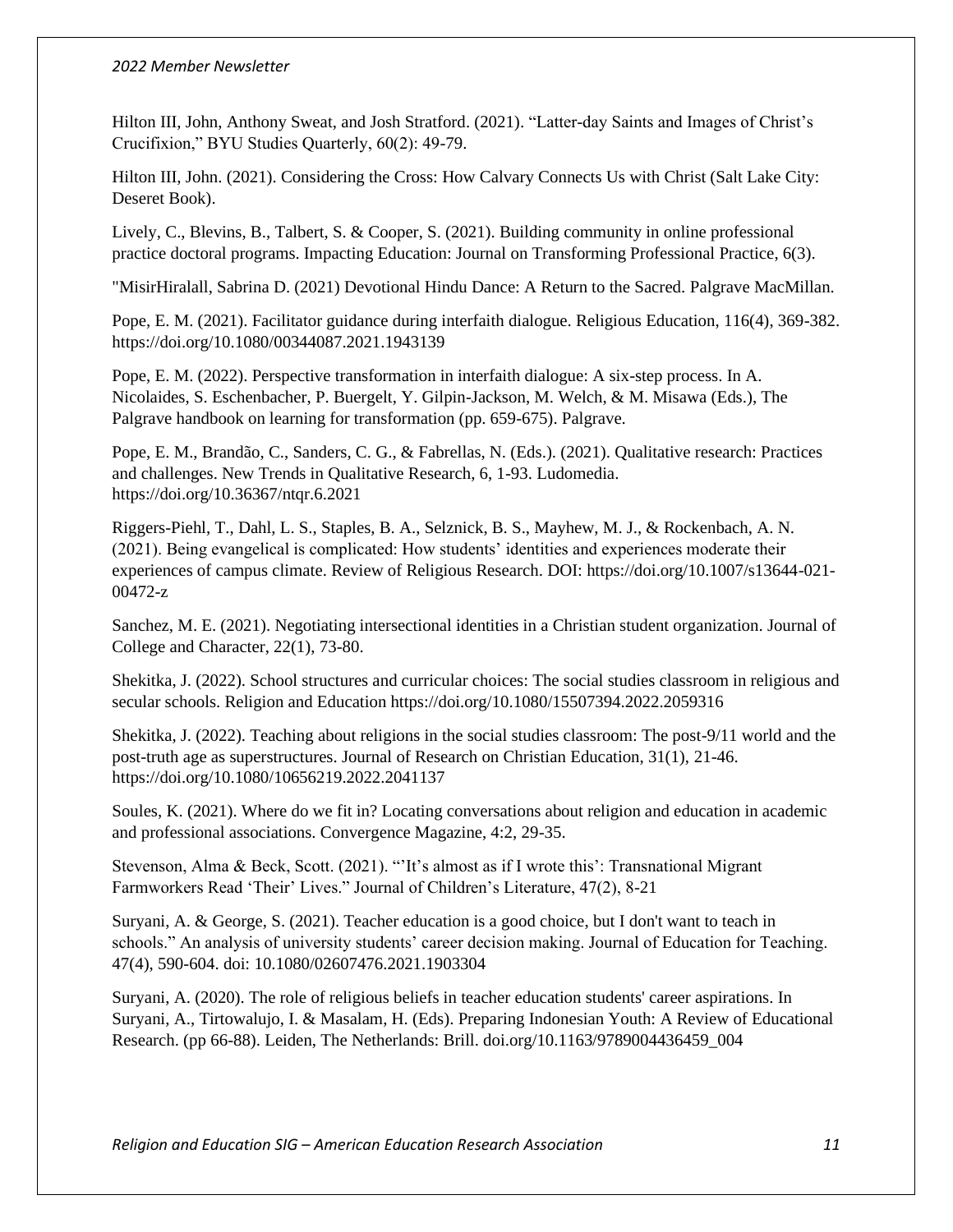Hilton III, John, Anthony Sweat, and Josh Stratford. (2021). "Latter-day Saints and Images of Christ's Crucifixion," BYU Studies Quarterly, 60(2): 49-79.

Hilton III, John. (2021). Considering the Cross: How Calvary Connects Us with Christ (Salt Lake City: Deseret Book).

Lively, C., Blevins, B., Talbert, S. & Cooper, S. (2021). Building community in online professional practice doctoral programs. Impacting Education: Journal on Transforming Professional Practice, 6(3).

"MisirHiralall, Sabrina D. (2021) Devotional Hindu Dance: A Return to the Sacred. Palgrave MacMillan.

Pope, E. M. (2021). Facilitator guidance during interfaith dialogue. Religious Education, 116(4), 369-382. https://doi.org/10.1080/00344087.2021.1943139

Pope, E. M. (2022). Perspective transformation in interfaith dialogue: A six-step process. In A. Nicolaides, S. Eschenbacher, P. Buergelt, Y. Gilpin-Jackson, M. Welch, & M. Misawa (Eds.), The Palgrave handbook on learning for transformation (pp. 659-675). Palgrave.

Pope, E. M., Brandão, C., Sanders, C. G., & Fabrellas, N. (Eds.). (2021). Qualitative research: Practices and challenges. New Trends in Qualitative Research, 6, 1-93. Ludomedia. https://doi.org/10.36367/ntqr.6.2021

Riggers-Piehl, T., Dahl, L. S., Staples, B. A., Selznick, B. S., Mayhew, M. J., & Rockenbach, A. N. (2021). Being evangelical is complicated: How students' identities and experiences moderate their experiences of campus climate. Review of Religious Research. DOI: https://doi.org/10.1007/s13644-021-00472-z

Sanchez, M. E. (2021). Negotiating intersectional identities in a Christian student organization. Journal of College and Character, 22(1), 73-80.

Shekitka, J. (2022). School structures and curricular choices: The social studies classroom in religious and secular schools. Religion and Education https://doi.org/10.1080/15507394.2022.2059316

Shekitka, J. (2022). Teaching about religions in the social studies classroom: The post-9/11 world and the post-truth age as superstructures. Journal of Research on Christian Education, 31(1), 21-46. https://doi.org/10.1080/10656219.2022.2041137

Soules, K. (2021). Where do we fit in? Locating conversations about religion and education in academic and professional associations. Convergence Magazine, 4:2, 29-35.

Stevenson, Alma & Beck, Scott. (2021). "'It's almost as if I wrote this': Transnational Migrant Farmworkers Read 'Their' Lives." Journal of Children's Literature, 47(2), 8-21

Suryani, A. & George, S. (2021). Teacher education is a good choice, but I don't want to teach in schools." An analysis of university students' career decision making. Journal of Education for Teaching. 47(4), 590-604. doi: 10.1080/02607476.2021.1903304

Suryani, A. (2020). The role of religious beliefs in teacher education students' career aspirations. In Suryani, A., Tirtowalujo, I. & Masalam, H. (Eds). Preparing Indonesian Youth: A Review of Educational Research. (pp 66-88). Leiden, The Netherlands: Brill. doi.org/10.1163/9789004436459_004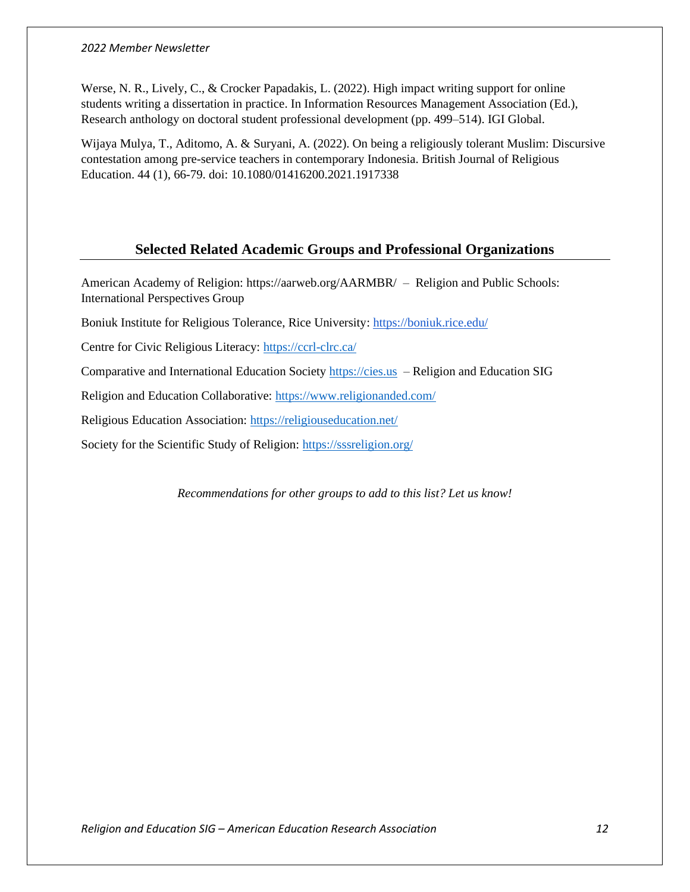Werse, N. R., Lively, C., & Crocker Papadakis, L. (2022). High impact writing support for online students writing a dissertation in practice. In Information Resources Management Association (Ed.), Research anthology on doctoral student professional development (pp. 499–514). IGI Global.

Wijaya Mulya, T., Aditomo, A. & Suryani, A. (2022). On being a religiously tolerant Muslim: Discursive contestation among pre-service teachers in contemporary Indonesia. British Journal of Religious Education. 44 (1), 66-79. doi: 10.1080/01416200.2021.1917338

## Selected Related Academic Groups and Professional Organizations

American Academy of Religion: https://aarweb.org/AARMBR/ – Religion and Public Schools: International Perspectives Group

Boniuk Institute for Religious Tolerance, Rice University: https://boniuk.rice.edu/

Centre for Civic Religious Literacy: https://ccrl-clrc.ca/

Comparative and International Education Society https://cies.us – Religion and Education SIG

Religion and Education Collaborative: https://www.religionanded.com/

Religious Education Association: https://religiouseducation.net/

Society for the Scientific Study of Religion: https://sssreligion.org/

*Recommendations for other groups to add to this list? Let us know!*